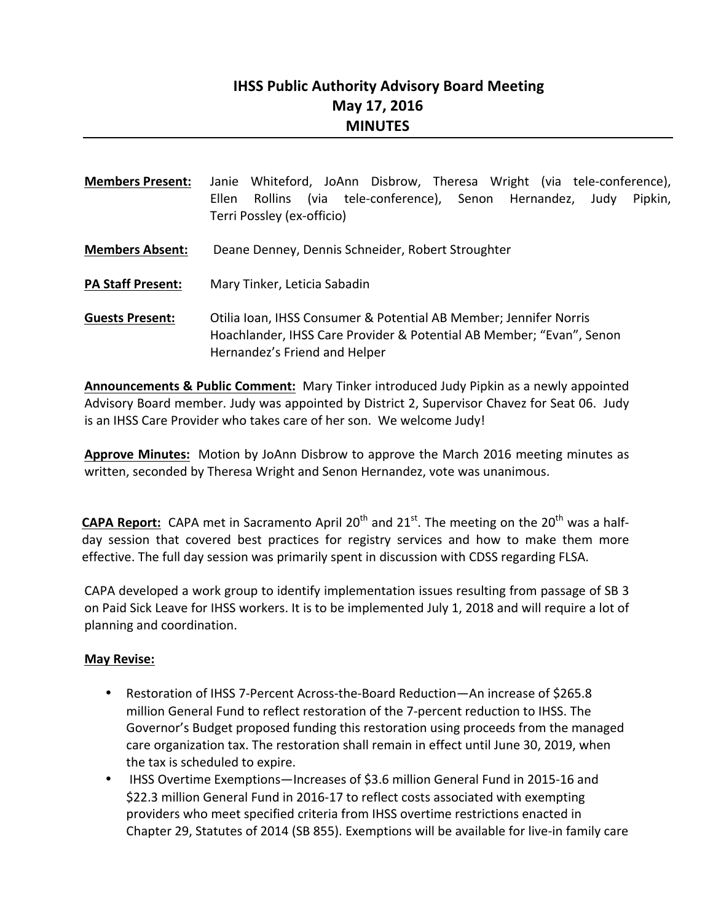# IHSS Public Authority Advisory Board Meeting
## May 17, 2016
## MINUTES

**Members Present:** Janie Whiteford, JoAnn Disbrow, Theresa Wright (via tele-conference), Ellen Rollins (via tele-conference), Senon Hernandez, Judy Pipkin, Terri Possley (ex-officio)

**Members Absent:** Deane Denney, Dennis Schneider, Robert Stroughter

**PA Staff Present:** Mary Tinker, Leticia Sabadin

**Guests Present:** Otilia Ioan, IHSS Consumer & Potential AB Member; Jennifer Norris Hoachlander, IHSS Care Provider & Potential AB Member; "Evan", Senon Hernandez's Friend and Helper

**Announcements & Public Comment:** Mary Tinker introduced Judy Pipkin as a newly appointed Advisory Board member. Judy was appointed by District 2, Supervisor Chavez for Seat 06. Judy is an IHSS Care Provider who takes care of her son. We welcome Judy!

**Approve Minutes:** Motion by JoAnn Disbrow to approve the March 2016 meeting minutes as written, seconded by Theresa Wright and Senon Hernandez, vote was unanimous.

**CAPA Report:** CAPA met in Sacramento April 20th and 21st. The meeting on the 20th was a half-day session that covered best practices for registry services and how to make them more effective. The full day session was primarily spent in discussion with CDSS regarding FLSA.

CAPA developed a work group to identify implementation issues resulting from passage of SB 3 on Paid Sick Leave for IHSS workers. It is to be implemented July 1, 2018 and will require a lot of planning and coordination.

**May Revise:**

- Restoration of IHSS 7-Percent Across-the-Board Reduction—An increase of $265.8 million General Fund to reflect restoration of the 7-percent reduction to IHSS. The Governor's Budget proposed funding this restoration using proceeds from the managed care organization tax. The restoration shall remain in effect until June 30, 2019, when the tax is scheduled to expire.
- IHSS Overtime Exemptions—Increases of $3.6 million General Fund in 2015-16 and $22.3 million General Fund in 2016-17 to reflect costs associated with exempting providers who meet specified criteria from IHSS overtime restrictions enacted in Chapter 29, Statutes of 2014 (SB 855). Exemptions will be available for live-in family care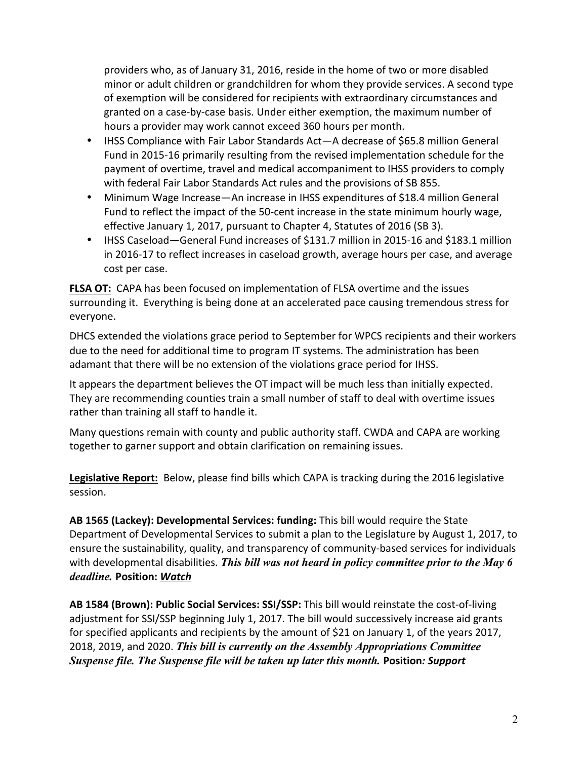providers who, as of January 31, 2016, reside in the home of two or more disabled minor or adult children or grandchildren for whom they provide services. A second type of exemption will be considered for recipients with extraordinary circumstances and granted on a case-by-case basis. Under either exemption, the maximum number of hours a provider may work cannot exceed 360 hours per month.

- IHSS Compliance with Fair Labor Standards Act—A decrease of $65.8 million General Fund in 2015-16 primarily resulting from the revised implementation schedule for the payment of overtime, travel and medical accompaniment to IHSS providers to comply with federal Fair Labor Standards Act rules and the provisions of SB 855.
- Minimum Wage Increase—An increase in IHSS expenditures of $18.4 million General Fund to reflect the impact of the 50-cent increase in the state minimum hourly wage, effective January 1, 2017, pursuant to Chapter 4, Statutes of 2016 (SB 3).
- IHSS Caseload—General Fund increases of $131.7 million in 2015-16 and $183.1 million in 2016-17 to reflect increases in caseload growth, average hours per case, and average cost per case.

**FLSA OT:** CAPA has been focused on implementation of FLSA overtime and the issues surrounding it. Everything is being done at an accelerated pace causing tremendous stress for everyone.

DHCS extended the violations grace period to September for WPCS recipients and their workers due to the need for additional time to program IT systems. The administration has been adamant that there will be no extension of the violations grace period for IHSS.

It appears the department believes the OT impact will be much less than initially expected. They are recommending counties train a small number of staff to deal with overtime issues rather than training all staff to handle it.

Many questions remain with county and public authority staff. CWDA and CAPA are working together to garner support and obtain clarification on remaining issues.

**Legislative Report:** Below, please find bills which CAPA is tracking during the 2016 legislative session.

**AB 1565 (Lackey): Developmental Services: funding:** This bill would require the State Department of Developmental Services to submit a plan to the Legislature by August 1, 2017, to ensure the sustainability, quality, and transparency of community-based services for individuals with developmental disabilities. ***This bill was not heard in policy committee prior to the May 6 deadline.*** **Position: *Watch***

**AB 1584 (Brown): Public Social Services: SSI/SSP:** This bill would reinstate the cost-of-living adjustment for SSI/SSP beginning July 1, 2017. The bill would successively increase aid grants for specified applicants and recipients by the amount of $21 on January 1, of the years 2017, 2018, 2019, and 2020. ***This bill is currently on the Assembly Appropriations Committee Suspense file. The Suspense file will be taken up later this month.*** **Position: *Support***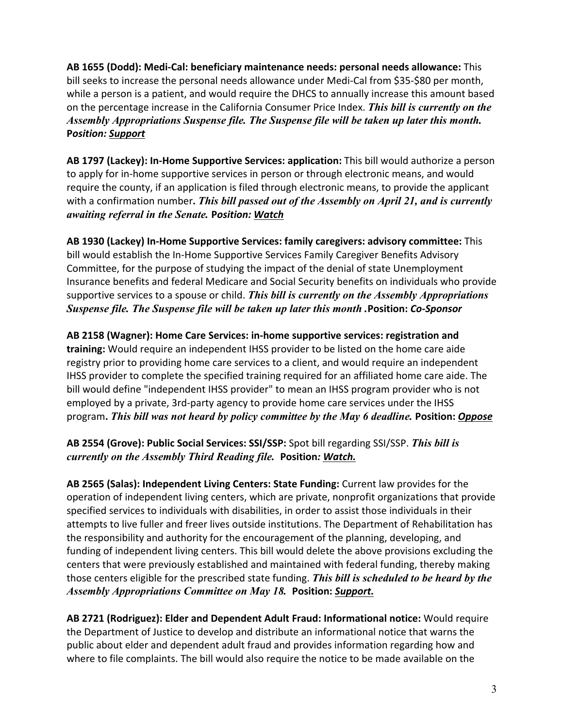**AB 1655 (Dodd): Medi-Cal: beneficiary maintenance needs: personal needs allowance:** This bill seeks to increase the personal needs allowance under Medi-Cal from $35-$80 per month, while a person is a patient, and would require the DHCS to annually increase this amount based on the percentage increase in the California Consumer Price Index. ***This bill is currently on the Assembly Appropriations Suspense file. The Suspense file will be taken up later this month.*** **P*osition: Support***

**AB 1797 (Lackey): In-Home Supportive Services: application:** This bill would authorize a person to apply for in-home supportive services in person or through electronic means, and would require the county, if an application is filed through electronic means, to provide the applicant with a confirmation number**. *This bill passed out of the Assembly on April 21, and is currently awaiting referral in the Senate.*** **Position: *Watch***

**AB 1930 (Lackey) In-Home Supportive Services: family caregivers: advisory committee:** This bill would establish the In-Home Supportive Services Family Caregiver Benefits Advisory Committee, for the purpose of studying the impact of the denial of state Unemployment Insurance benefits and federal Medicare and Social Security benefits on individuals who provide supportive services to a spouse or child. ***This bill is currently on the Assembly Appropriations Suspense file. The Suspense file will be taken up later this month*** **.Position: *Co-Sponsor***

**AB 2158 (Wagner): Home Care Services: in-home supportive services: registration and training:** Would require an independent IHSS provider to be listed on the home care aide registry prior to providing home care services to a client, and would require an independent IHSS provider to complete the specified training required for an affiliated home care aide. The bill would define "independent IHSS provider" to mean an IHSS program provider who is not employed by a private, 3rd-party agency to provide home care services under the IHSS program**. *This bill was not heard by policy committee by the May 6 deadline.*** **Position: *Oppose***

**AB 2554 (Grove): Public Social Services: SSI/SSP:** Spot bill regarding SSI/SSP. ***This bill is currently on the Assembly Third Reading file.*** **Position*: Watch.***

**AB 2565 (Salas): Independent Living Centers: State Funding:** Current law provides for the operation of independent living centers, which are private, nonprofit organizations that provide specified services to individuals with disabilities, in order to assist those individuals in their attempts to live fuller and freer lives outside institutions. The Department of Rehabilitation has the responsibility and authority for the encouragement of the planning, developing, and funding of independent living centers. This bill would delete the above provisions excluding the centers that were previously established and maintained with federal funding, thereby making those centers eligible for the prescribed state funding. ***This bill is scheduled to be heard by the Assembly Appropriations Committee on May 18.*** **Position: *Support.***

**AB 2721 (Rodriguez): Elder and Dependent Adult Fraud: Informational notice:** Would require the Department of Justice to develop and distribute an informational notice that warns the public about elder and dependent adult fraud and provides information regarding how and where to file complaints. The bill would also require the notice to be made available on the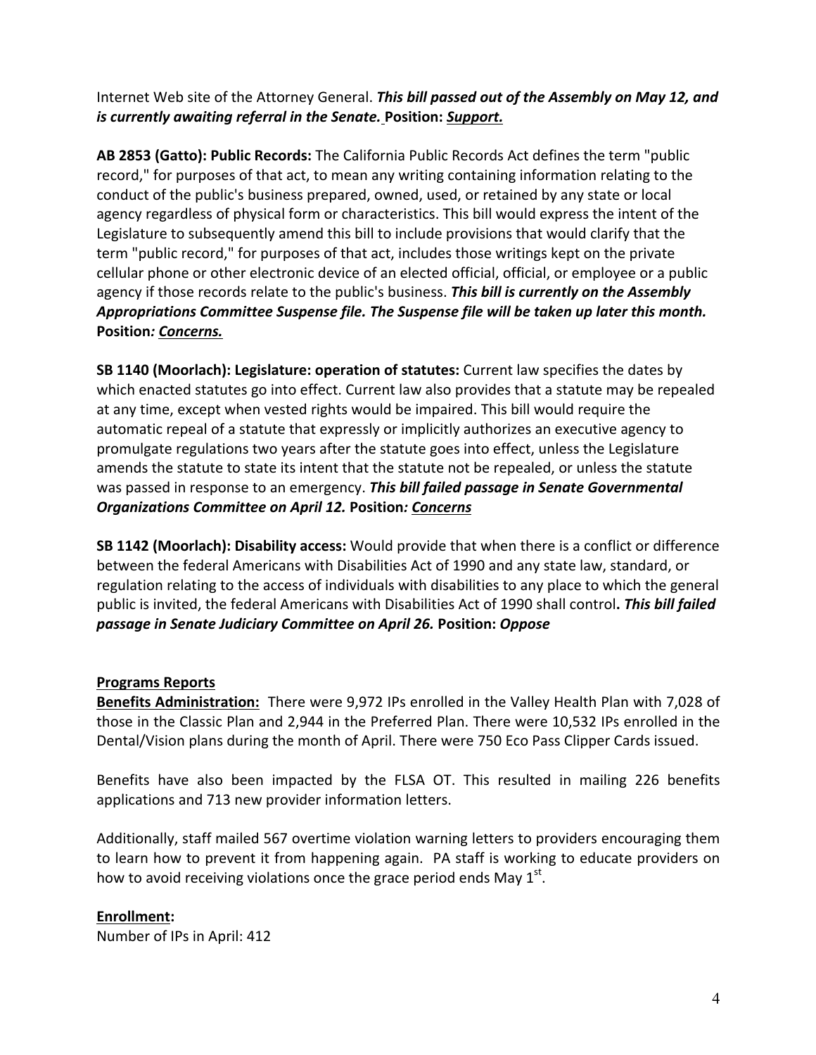Internet Web site of the Attorney General. ***This bill passed out of the Assembly on May 12, and is currently awaiting referral in the Senate.*** **Position:** ***Support.***

**AB 2853 (Gatto): Public Records:** The California Public Records Act defines the term "public record," for purposes of that act, to mean any writing containing information relating to the conduct of the public's business prepared, owned, used, or retained by any state or local agency regardless of physical form or characteristics. This bill would express the intent of the Legislature to subsequently amend this bill to include provisions that would clarify that the term "public record," for purposes of that act, includes those writings kept on the private cellular phone or other electronic device of an elected official, official, or employee or a public agency if those records relate to the public's business. ***This bill is currently on the Assembly Appropriations Committee Suspense file. The Suspense file will be taken up later this month.*** **Position*: Concerns.***

**SB 1140 (Moorlach): Legislature: operation of statutes:** Current law specifies the dates by which enacted statutes go into effect. Current law also provides that a statute may be repealed at any time, except when vested rights would be impaired. This bill would require the automatic repeal of a statute that expressly or implicitly authorizes an executive agency to promulgate regulations two years after the statute goes into effect, unless the Legislature amends the statute to state its intent that the statute not be repealed, or unless the statute was passed in response to an emergency. ***This bill failed passage in Senate Governmental Organizations Committee on April 12.*** **Position*: Concerns***

**SB 1142 (Moorlach): Disability access:** Would provide that when there is a conflict or difference between the federal Americans with Disabilities Act of 1990 and any state law, standard, or regulation relating to the access of individuals with disabilities to any place to which the general public is invited, the federal Americans with Disabilities Act of 1990 shall control**.** ***This bill failed passage in Senate Judiciary Committee on April 26.*** **Position:** ***Oppose***

**Programs Reports**

**Benefits Administration:** There were 9,972 IPs enrolled in the Valley Health Plan with 7,028 of those in the Classic Plan and 2,944 in the Preferred Plan. There were 10,532 IPs enrolled in the Dental/Vision plans during the month of April. There were 750 Eco Pass Clipper Cards issued.

Benefits have also been impacted by the FLSA OT. This resulted in mailing 226 benefits applications and 713 new provider information letters.

Additionally, staff mailed 567 overtime violation warning letters to providers encouraging them to learn how to prevent it from happening again. PA staff is working to educate providers on how to avoid receiving violations once the grace period ends May 1st.

**Enrollment:**

Number of IPs in April: 412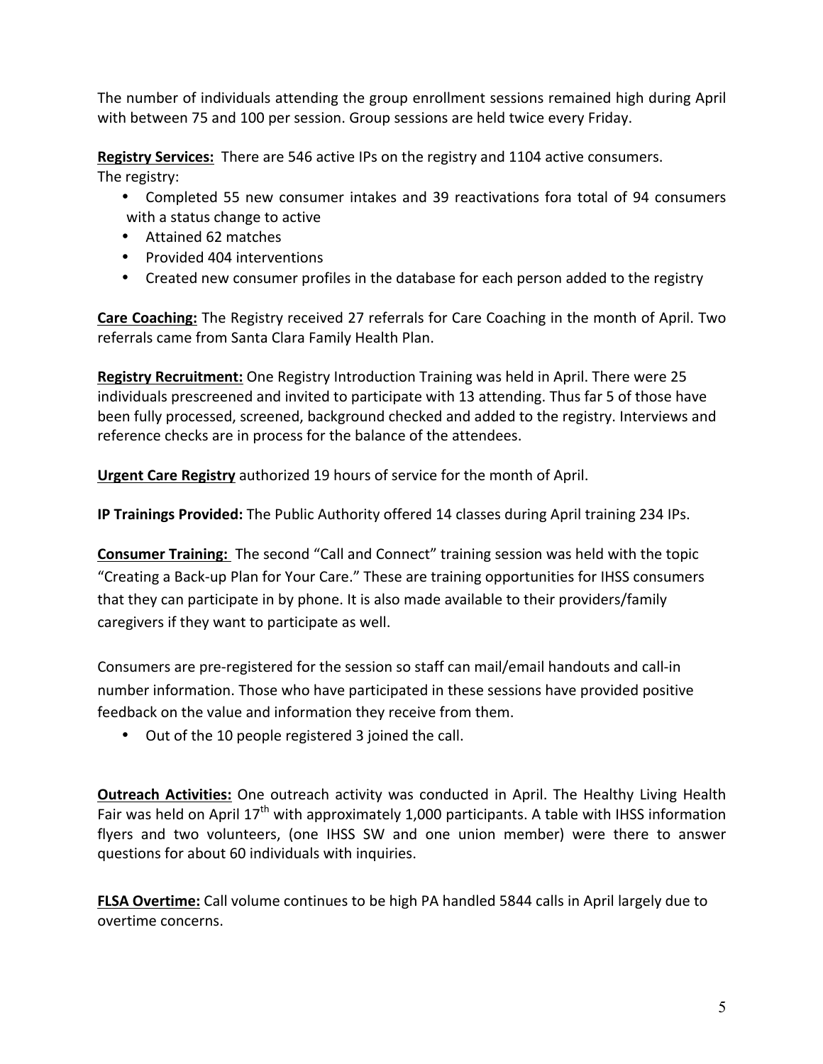The number of individuals attending the group enrollment sessions remained high during April with between 75 and 100 per session. Group sessions are held twice every Friday.

**Registry Services:** There are 546 active IPs on the registry and 1104 active consumers. The registry:

- Completed 55 new consumer intakes and 39 reactivations fora total of 94 consumers with a status change to active
- Attained 62 matches
- Provided 404 interventions
- Created new consumer profiles in the database for each person added to the registry

**Care Coaching:** The Registry received 27 referrals for Care Coaching in the month of April. Two referrals came from Santa Clara Family Health Plan.

**Registry Recruitment:** One Registry Introduction Training was held in April. There were 25 individuals prescreened and invited to participate with 13 attending. Thus far 5 of those have been fully processed, screened, background checked and added to the registry. Interviews and reference checks are in process for the balance of the attendees.

**Urgent Care Registry** authorized 19 hours of service for the month of April.

**IP Trainings Provided:** The Public Authority offered 14 classes during April training 234 IPs.

**Consumer Training:** The second "Call and Connect" training session was held with the topic "Creating a Back-up Plan for Your Care." These are training opportunities for IHSS consumers that they can participate in by phone. It is also made available to their providers/family caregivers if they want to participate as well.

Consumers are pre-registered for the session so staff can mail/email handouts and call-in number information. Those who have participated in these sessions have provided positive feedback on the value and information they receive from them.

- Out of the 10 people registered 3 joined the call.

**Outreach Activities:** One outreach activity was conducted in April. The Healthy Living Health Fair was held on April 17th with approximately 1,000 participants. A table with IHSS information flyers and two volunteers, (one IHSS SW and one union member) were there to answer questions for about 60 individuals with inquiries.

**FLSA Overtime:** Call volume continues to be high PA handled 5844 calls in April largely due to overtime concerns.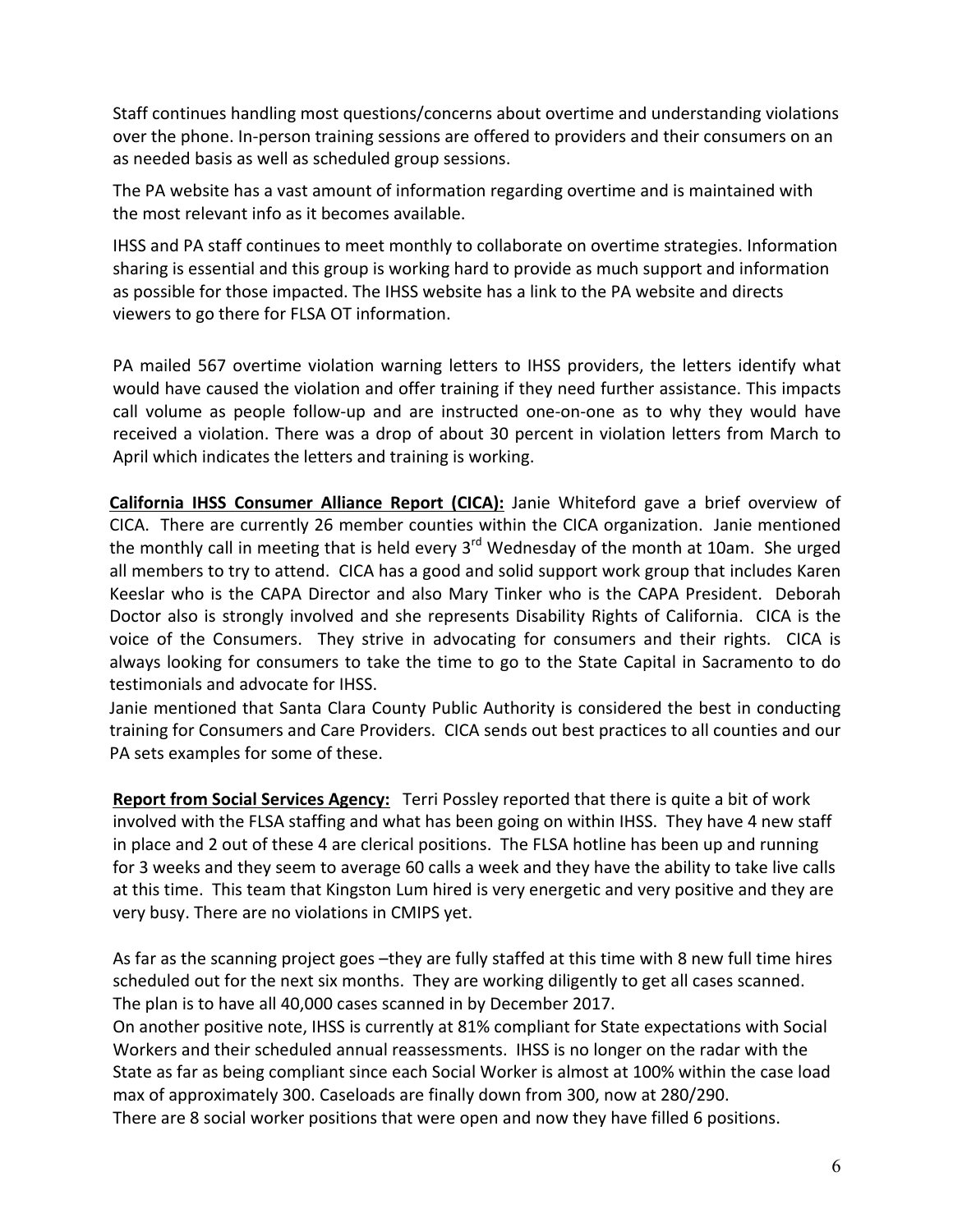Staff continues handling most questions/concerns about overtime and understanding violations over the phone. In-person training sessions are offered to providers and their consumers on an as needed basis as well as scheduled group sessions.

The PA website has a vast amount of information regarding overtime and is maintained with the most relevant info as it becomes available.

IHSS and PA staff continues to meet monthly to collaborate on overtime strategies. Information sharing is essential and this group is working hard to provide as much support and information as possible for those impacted. The IHSS website has a link to the PA website and directs viewers to go there for FLSA OT information.

PA mailed 567 overtime violation warning letters to IHSS providers, the letters identify what would have caused the violation and offer training if they need further assistance. This impacts call volume as people follow-up and are instructed one-on-one as to why they would have received a violation. There was a drop of about 30 percent in violation letters from March to April which indicates the letters and training is working.

**California IHSS Consumer Alliance Report (CICA):** Janie Whiteford gave a brief overview of CICA. There are currently 26 member counties within the CICA organization. Janie mentioned the monthly call in meeting that is held every 3rd Wednesday of the month at 10am. She urged all members to try to attend. CICA has a good and solid support work group that includes Karen Keeslar who is the CAPA Director and also Mary Tinker who is the CAPA President. Deborah Doctor also is strongly involved and she represents Disability Rights of California. CICA is the voice of the Consumers. They strive in advocating for consumers and their rights. CICA is always looking for consumers to take the time to go to the State Capital in Sacramento to do testimonials and advocate for IHSS.
Janie mentioned that Santa Clara County Public Authority is considered the best in conducting training for Consumers and Care Providers. CICA sends out best practices to all counties and our PA sets examples for some of these.

**Report from Social Services Agency:** Terri Possley reported that there is quite a bit of work involved with the FLSA staffing and what has been going on within IHSS. They have 4 new staff in place and 2 out of these 4 are clerical positions. The FLSA hotline has been up and running for 3 weeks and they seem to average 60 calls a week and they have the ability to take live calls at this time. This team that Kingston Lum hired is very energetic and very positive and they are very busy. There are no violations in CMIPS yet.

As far as the scanning project goes –they are fully staffed at this time with 8 new full time hires scheduled out for the next six months. They are working diligently to get all cases scanned. The plan is to have all 40,000 cases scanned in by December 2017.
On another positive note, IHSS is currently at 81% compliant for State expectations with Social Workers and their scheduled annual reassessments. IHSS is no longer on the radar with the State as far as being compliant since each Social Worker is almost at 100% within the case load max of approximately 300. Caseloads are finally down from 300, now at 280/290.
There are 8 social worker positions that were open and now they have filled 6 positions.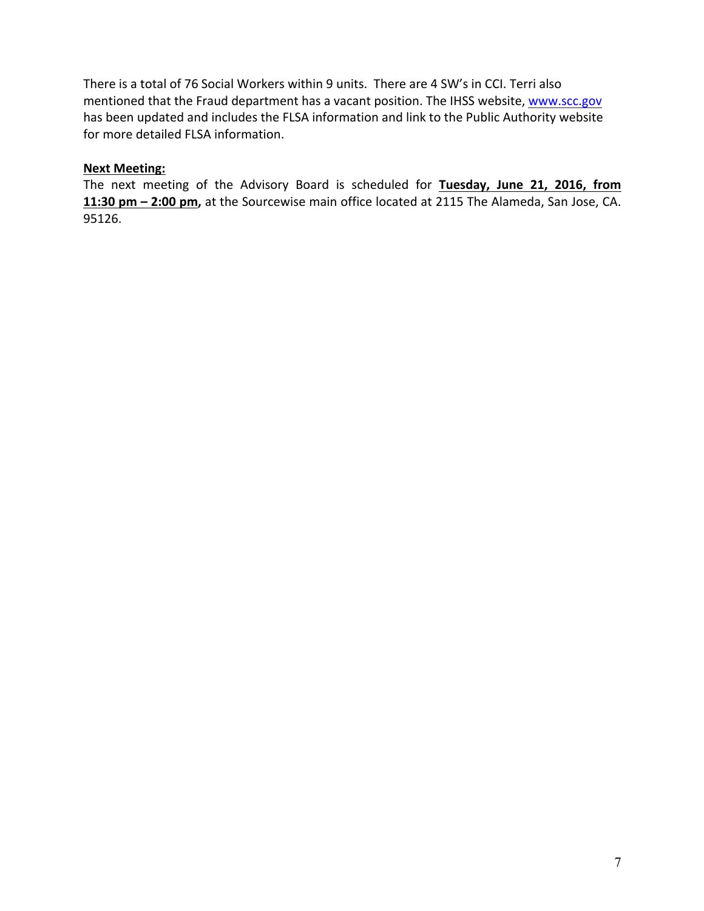There is a total of 76 Social Workers within 9 units. There are 4 SW's in CCI. Terri also mentioned that the Fraud department has a vacant position. The IHSS website, [www.scc.gov](http://www.scc.gov) has been updated and includes the FLSA information and link to the Public Authority website for more detailed FLSA information.

**Next Meeting:**

The next meeting of the Advisory Board is scheduled for **Tuesday, June 21, 2016, from 11:30 pm – 2:00 pm,** at the Sourcewise main office located at 2115 The Alameda, San Jose, CA. 95126.